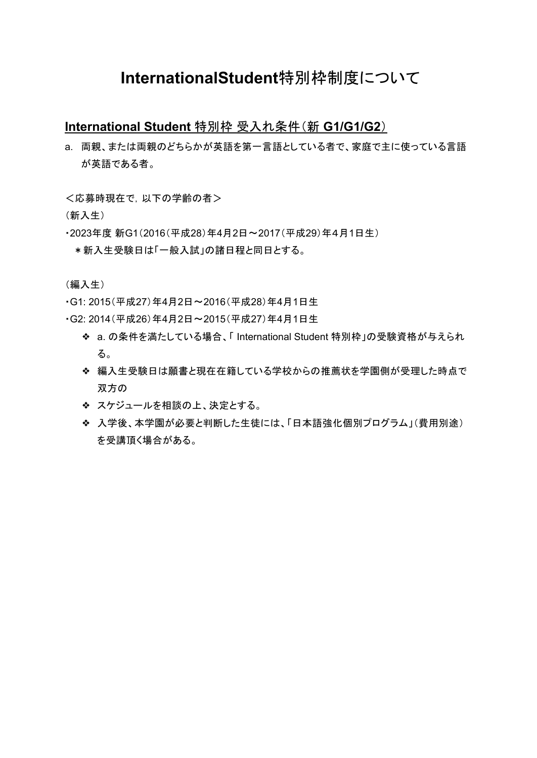# InternationalStudent特別枠制度について

## International Student 特別枠 受入れ条件（新 G1/G1/G2）

a. 両親、または両親のどちらかが英語を第一言語としている者で、家庭で主に使っている言語が英語である者。

＜応募時現在で，以下の学齢の者＞

（新入生）

・2023年度 新G1（2016（平成28）年4月2日～2017（平成29）年４月1日生）

＊新入生受験日は｢一般入試｣の諸日程と同日とする。

（編入生）

・G1: 2015（平成27）年4月2日～2016（平成28）年4月1日生

・G2: 2014（平成26）年4月2日～2015（平成27）年4月1日生

- ❖ a. の条件を満たしている場合、｢ International Student 特別枠｣の受験資格が与えられる。
- ❖ 編入生受験日は願書と現在在籍している学校からの推薦状を学園側が受理した時点で双方の
- ❖ スケジュールを相談の上、決定とする。
- ❖ 入学後、本学園が必要と判断した生徒には、｢日本語強化個別プログラム｣（費用別途）を受講頂く場合がある。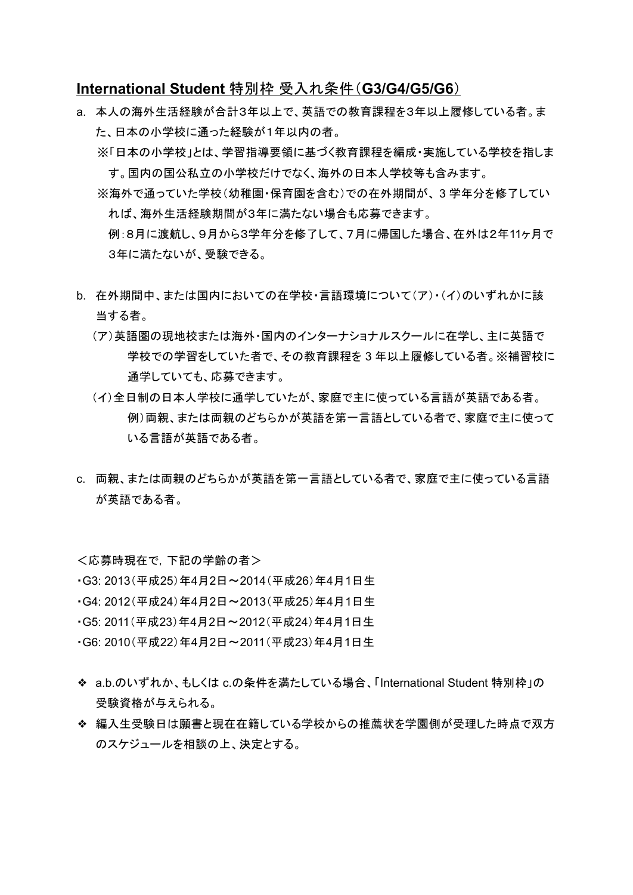## International Student 特別枠 受入れ条件（G3/G4/G5/G6）

a. 本人の海外生活経験が合計3年以上で、英語での教育課程を3年以上履修している者。また、日本の小学校に通った経験が１年以内の者。

※「日本の小学校」とは、学習指導要領に基づく教育課程を編成・実施している学校を指します。国内の国公私立の小学校だけでなく、海外の日本人学校等も含みます。

※海外で通っていた学校（幼稚園・保育園を含む）での在外期間が、３学年分を修了していれば、海外生活経験期間が3年に満たない場合も応募できます。

例：8月に渡航し、9月から3学年分を修了して、7月に帰国した場合、在外は2年11ヶ月で3年に満たないが、受験できる。

b. 在外期間中、または国内においての在学校・言語環境について（ア）・（イ）のいずれかに該当する者。

（ア）英語圏の現地校または海外・国内のインターナショナルスクールに在学し、主に英語で学校での学習をしていた者で、その教育課程を３年以上履修している者。※補習校に通学していても、応募できます。

（イ）全日制の日本人学校に通学していたが、家庭で主に使っている言語が英語である者。

例）両親、または両親のどちらかが英語を第一言語としている者で、家庭で主に使っている言語が英語である者。

c. 両親、または両親のどちらかが英語を第一言語としている者で、家庭で主に使っている言語が英語である者。

＜応募時現在で，下記の学齢の者＞

・G3: 2013（平成25）年4月2日～2014（平成26）年4月1日生

・G4: 2012（平成24）年4月2日～2013（平成25）年4月1日生

・G5: 2011（平成23）年4月2日～2012（平成24）年4月1日生

・G6: 2010（平成22）年4月2日～2011（平成23）年4月1日生

- a.b.のいずれか、もしくは c.の条件を満たしている場合、「International Student 特別枠」の受験資格が与えられる。
- 編入生受験日は願書と現在在籍している学校からの推薦状を学園側が受理した時点で双方のスケジュールを相談の上、決定とする。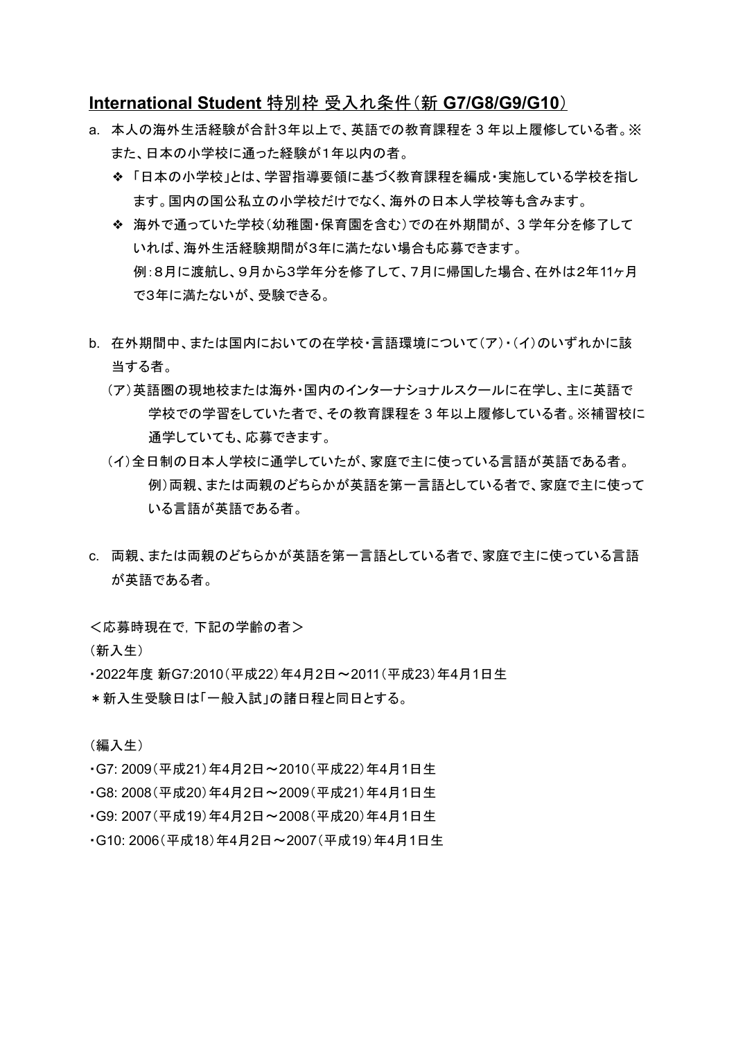## International Student 特別枠 受入れ条件（新 G7/G8/G9/G10）

a. 本人の海外生活経験が合計3年以上で、英語での教育課程を 3 年以上履修している者。※また、日本の小学校に通った経験が1年以内の者。

- ❖ 「日本の小学校」とは、学習指導要領に基づく教育課程を編成・実施している学校を指します。国内の国公私立の小学校だけでなく、海外の日本人学校等も含みます。
- ❖ 海外で通っていた学校（幼稚園・保育園を含む）での在外期間が、3 学年分を修了していれば、海外生活経験期間が3年に満たない場合も応募できます。
  例：8月に渡航し、9月から3学年分を修了して、7月に帰国した場合、在外は2年11ヶ月で3年に満たないが、受験できる。

b. 在外期間中、または国内においての在学校・言語環境について（ア）・（イ）のいずれかに該当する者。

（ア）英語圏の現地校または海外・国内のインターナショナルスクールに在学し、主に英語で学校での学習をしていた者で、その教育課程を 3 年以上履修している者。※補習校に通学していても、応募できます。

（イ）全日制の日本人学校に通学していたが、家庭で主に使っている言語が英語である者。
例）両親、または両親のどちらかが英語を第一言語としている者で、家庭で主に使っている言語が英語である者。

c. 両親、または両親のどちらかが英語を第一言語としている者で、家庭で主に使っている言語が英語である者。

＜応募時現在で，下記の学齢の者＞

（新入生）

・2022年度 新G7:2010（平成22）年4月2日～2011（平成23）年4月1日生

＊新入生受験日は「一般入試」の諸日程と同日とする。

（編入生）

・G7: 2009（平成21）年4月2日～2010（平成22）年4月1日生

・G8: 2008（平成20）年4月2日～2009（平成21）年4月1日生

・G9: 2007（平成19）年4月2日～2008（平成20）年4月1日生

・G10: 2006（平成18）年4月2日～2007（平成19）年4月1日生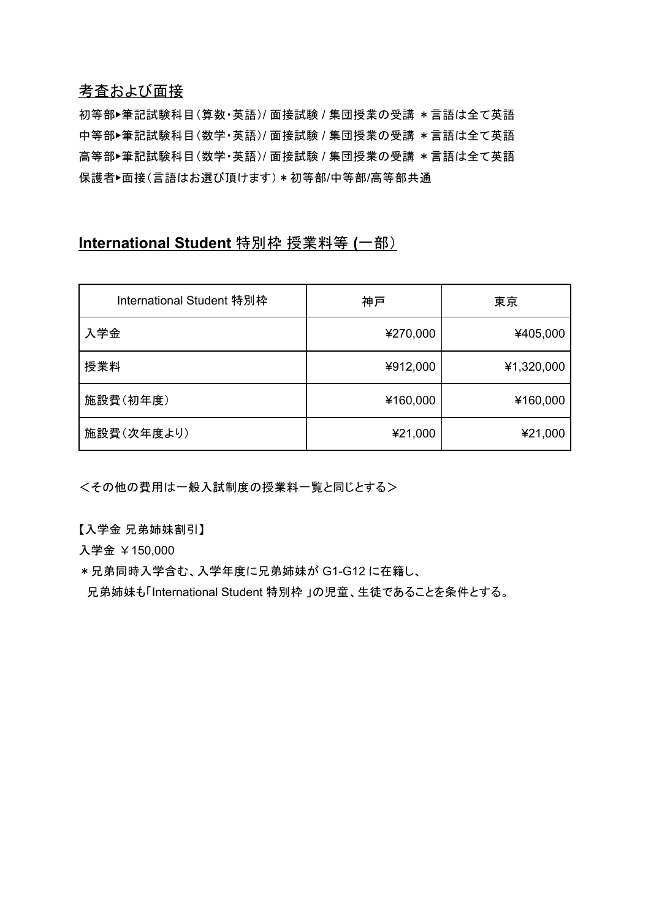## 考査および面接

初等部▸筆記試験科目（算数・英語）/ 面接試験 / 集団授業の受講 ＊言語は全て英語

中等部▸筆記試験科目（数学・英語）/ 面接試験 / 集団授業の受講 ＊言語は全て英語

高等部▸筆記試験科目（数学・英語）/ 面接試験 / 集団授業の受講 ＊言語は全て英語

保護者▸面接（言語はお選び頂けます）＊初等部/中等部/高等部共通

## **International Student 特別枠 授業料等 (一部）**

| International Student 特別枠 | 神戸 | 東京 |
| --- | --- | --- |
| 入学金 | ¥270,000 | ¥405,000 |
| 授業料 | ¥912,000 | ¥1,320,000 |
| 施設費（初年度） | ¥160,000 | ¥160,000 |
| 施設費（次年度より） | ¥21,000 | ¥21,000 |

＜その他の費用は一般入試制度の授業料一覧と同じとする＞

【入学金 兄弟姉妹割引】

入学金 ￥150,000

＊兄弟同時入学含む、入学年度に兄弟姉妹が G1-G12 に在籍し、
兄弟姉妹も「International Student 特別枠 」の児童、生徒であることを条件とする。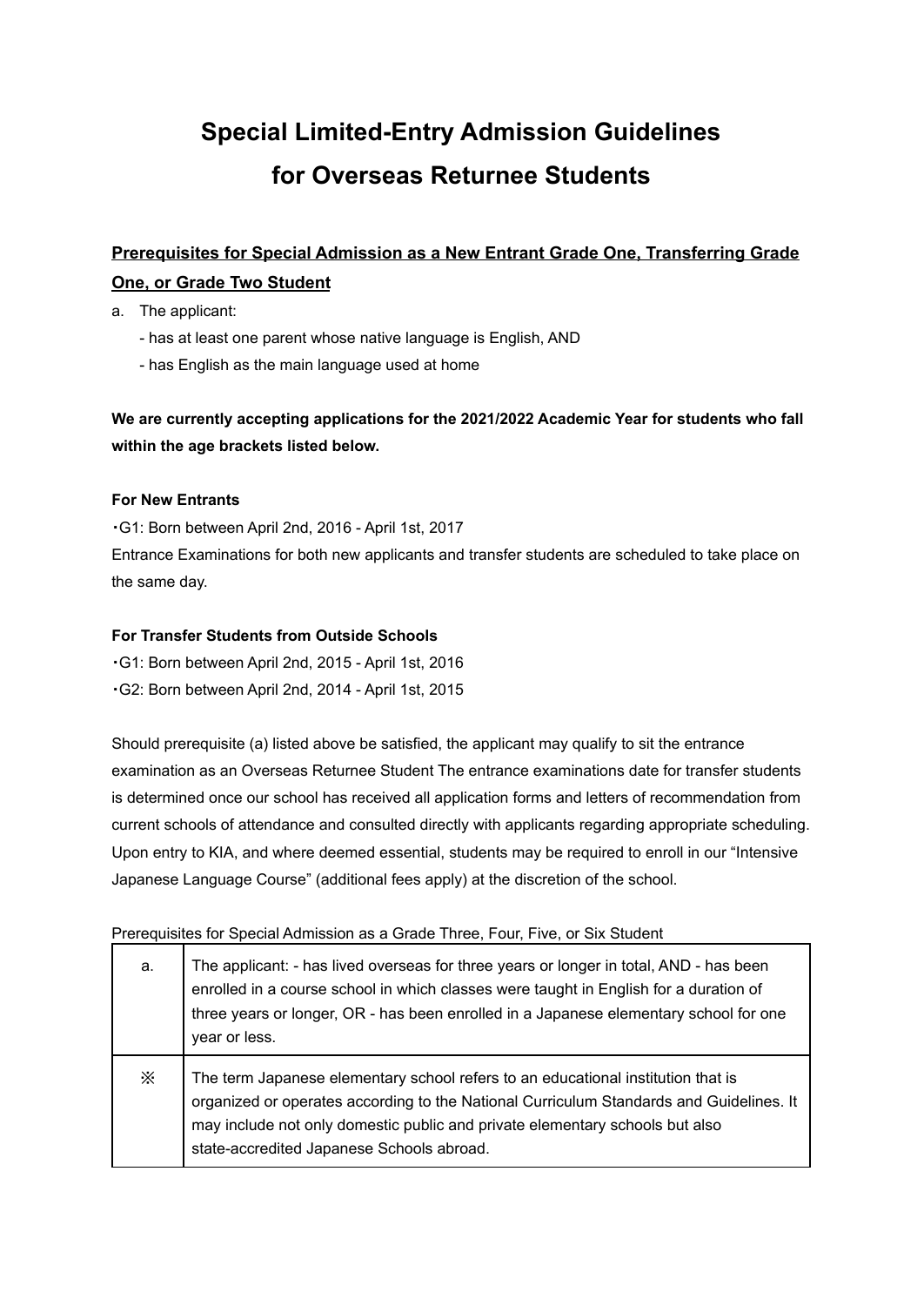# Special Limited-Entry Admission Guidelines for Overseas Returnee Students

**<u>Prerequisites for Special Admission as a New Entrant Grade One, Transferring Grade One, or Grade Two Student</u>**

a. The applicant:
   - has at least one parent whose native language is English, AND
   - has English as the main language used at home

**We are currently accepting applications for the 2021/2022 Academic Year for students who fall within the age brackets listed below.**

**For New Entrants**

・G1: Born between April 2nd, 2016 - April 1st, 2017
Entrance Examinations for both new applicants and transfer students are scheduled to take place on the same day.

**For Transfer Students from Outside Schools**

・G1: Born between April 2nd, 2015 - April 1st, 2016
・G2: Born between April 2nd, 2014 - April 1st, 2015

Should prerequisite (a) listed above be satisfied, the applicant may qualify to sit the entrance examination as an Overseas Returnee Student The entrance examinations date for transfer students is determined once our school has received all application forms and letters of recommendation from current schools of attendance and consulted directly with applicants regarding appropriate scheduling. Upon entry to KIA, and where deemed essential, students may be required to enroll in our "Intensive Japanese Language Course" (additional fees apply) at the discretion of the school.

Prerequisites for Special Admission as a Grade Three, Four, Five, or Six Student

| | |
|---|---|
| a. | The applicant: - has lived overseas for three years or longer in total, AND - has been enrolled in a course school in which classes were taught in English for a duration of three years or longer, OR - has been enrolled in a Japanese elementary school for one year or less. |
| ※ | The term Japanese elementary school refers to an educational institution that is organized or operates according to the National Curriculum Standards and Guidelines. It may include not only domestic public and private elementary schools but also state-accredited Japanese Schools abroad. |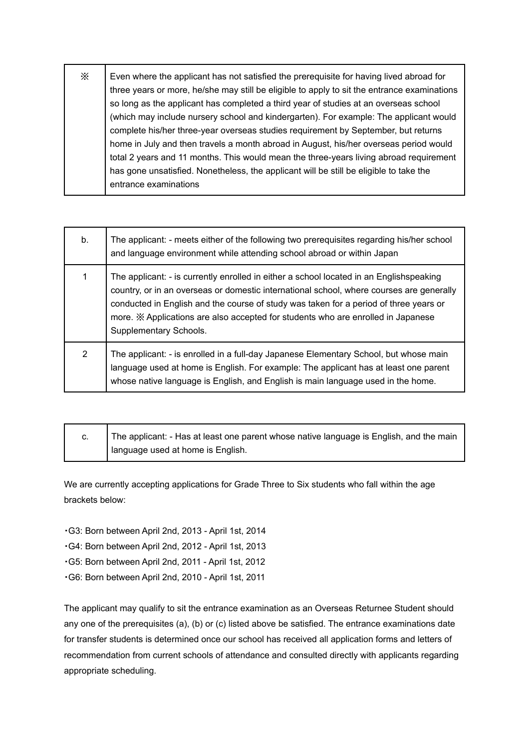| ※ | Even where the applicant has not satisfied the prerequisite for having lived abroad for three years or more, he/she may still be eligible to apply to sit the entrance examinations so long as the applicant has completed a third year of studies at an overseas school (which may include nursery school and kindergarten). For example: The applicant would complete his/her three-year overseas studies requirement by September, but returns home in July and then travels a month abroad in August, his/her overseas period would total 2 years and 11 months. This would mean the three-years living abroad requirement has gone unsatisfied. Nonetheless, the applicant will be still be eligible to take the entrance examinations |
|---|---|

| b. | The applicant: - meets either of the following two prerequisites regarding his/her school and language environment while attending school abroad or within Japan |
|---|---|
| 1 | The applicant: - is currently enrolled in either a school located in an Englishspeaking country, or in an overseas or domestic international school, where courses are generally conducted in English and the course of study was taken for a period of three years or more. ※ Applications are also accepted for students who are enrolled in Japanese Supplementary Schools. |
| 2 | The applicant: - is enrolled in a full-day Japanese Elementary School, but whose main language used at home is English. For example: The applicant has at least one parent whose native language is English, and English is main language used in the home. |

| c. | The applicant: - Has at least one parent whose native language is English, and the main language used at home is English. |
|---|---|

We are currently accepting applications for Grade Three to Six students who fall within the age brackets below:

・G3: Born between April 2nd, 2013 - April 1st, 2014
・G4: Born between April 2nd, 2012 - April 1st, 2013
・G5: Born between April 2nd, 2011 - April 1st, 2012
・G6: Born between April 2nd, 2010 - April 1st, 2011

The applicant may qualify to sit the entrance examination as an Overseas Returnee Student should any one of the prerequisites (a), (b) or (c) listed above be satisfied. The entrance examinations date for transfer students is determined once our school has received all application forms and letters of recommendation from current schools of attendance and consulted directly with applicants regarding appropriate scheduling.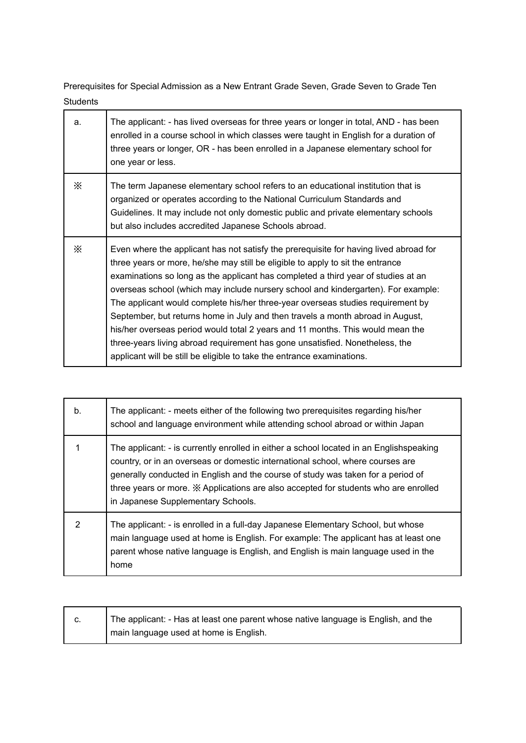Prerequisites for Special Admission as a New Entrant Grade Seven, Grade Seven to Grade Ten Students

| a. | The applicant: - has lived overseas for three years or longer in total, AND - has been enrolled in a course school in which classes were taught in English for a duration of three years or longer, OR - has been enrolled in a Japanese elementary school for one year or less. |
|---|---|
| ※ | The term Japanese elementary school refers to an educational institution that is organized or operates according to the National Curriculum Standards and Guidelines. It may include not only domestic public and private elementary schools but also includes accredited Japanese Schools abroad. |
| ※ | Even where the applicant has not satisfy the prerequisite for having lived abroad for three years or more, he/she may still be eligible to apply to sit the entrance examinations so long as the applicant has completed a third year of studies at an overseas school (which may include nursery school and kindergarten). For example: The applicant would complete his/her three-year overseas studies requirement by September, but returns home in July and then travels a month abroad in August, his/her overseas period would total 2 years and 11 months. This would mean the three-years living abroad requirement has gone unsatisfied. Nonetheless, the applicant will be still be eligible to take the entrance examinations. |

| b. | The applicant: - meets either of the following two prerequisites regarding his/her school and language environment while attending school abroad or within Japan |
|---|---|
| 1 | The applicant: - is currently enrolled in either a school located in an Englishspeaking country, or in an overseas or domestic international school, where courses are generally conducted in English and the course of study was taken for a period of three years or more. ※ Applications are also accepted for students who are enrolled in Japanese Supplementary Schools. |
| 2 | The applicant: - is enrolled in a full-day Japanese Elementary School, but whose main language used at home is English. For example: The applicant has at least one parent whose native language is English, and English is main language used in the home |

| c. | The applicant: - Has at least one parent whose native language is English, and the main language used at home is English. |
|---|---|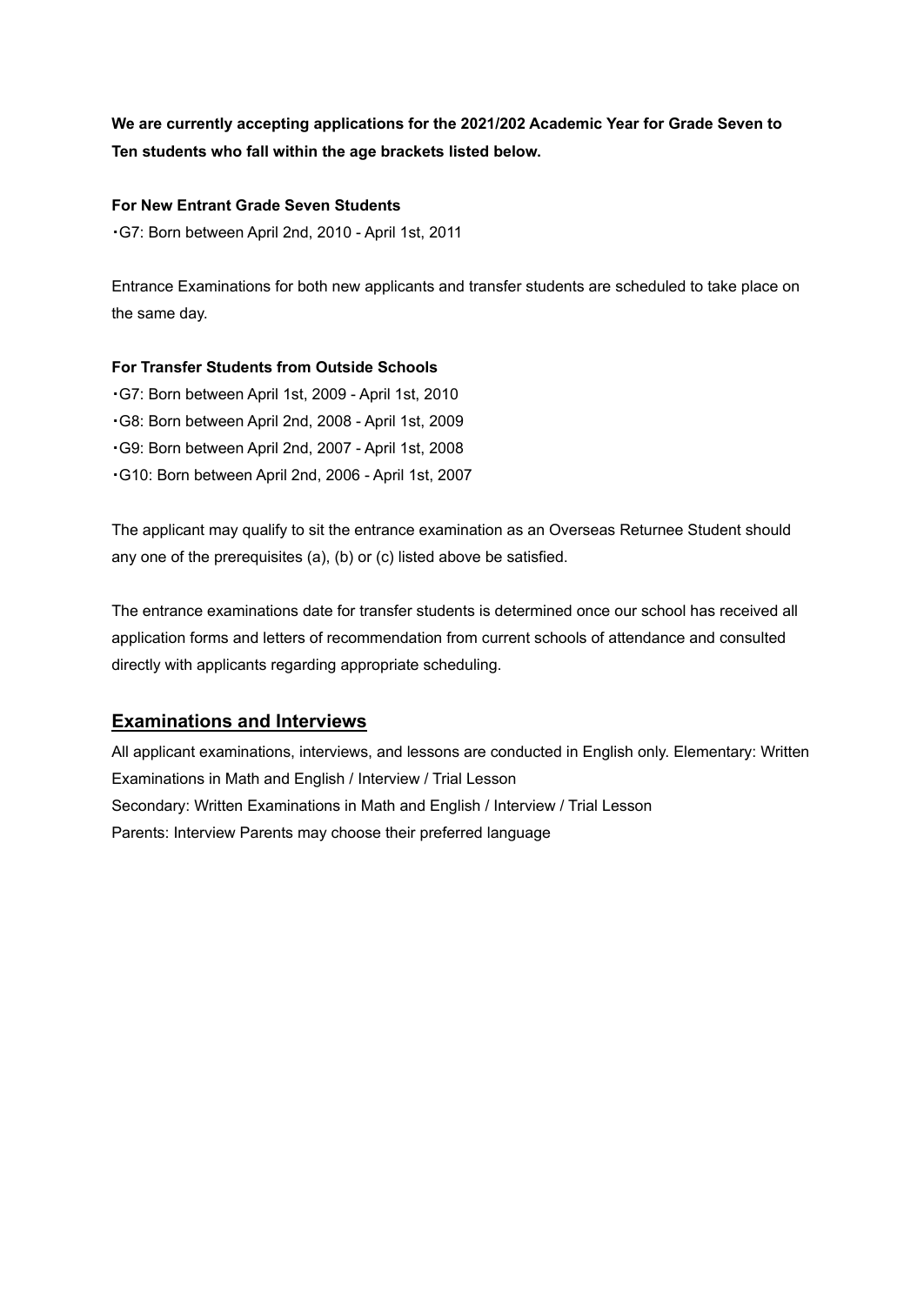**We are currently accepting applications for the 2021/202 Academic Year for Grade Seven to Ten students who fall within the age brackets listed below.**

**For New Entrant Grade Seven Students**

・G7: Born between April 2nd, 2010 - April 1st, 2011

Entrance Examinations for both new applicants and transfer students are scheduled to take place on the same day.

**For Transfer Students from Outside Schools**

・G7: Born between April 1st, 2009 - April 1st, 2010
・G8: Born between April 2nd, 2008 - April 1st, 2009
・G9: Born between April 2nd, 2007 - April 1st, 2008
・G10: Born between April 2nd, 2006 - April 1st, 2007

The applicant may qualify to sit the entrance examination as an Overseas Returnee Student should any one of the prerequisites (a), (b) or (c) listed above be satisfied.

The entrance examinations date for transfer students is determined once our school has received all application forms and letters of recommendation from current schools of attendance and consulted directly with applicants regarding appropriate scheduling.

## Examinations and Interviews

All applicant examinations, interviews, and lessons are conducted in English only. Elementary: Written Examinations in Math and English / Interview / Trial Lesson
Secondary: Written Examinations in Math and English / Interview / Trial Lesson
Parents: Interview Parents may choose their preferred language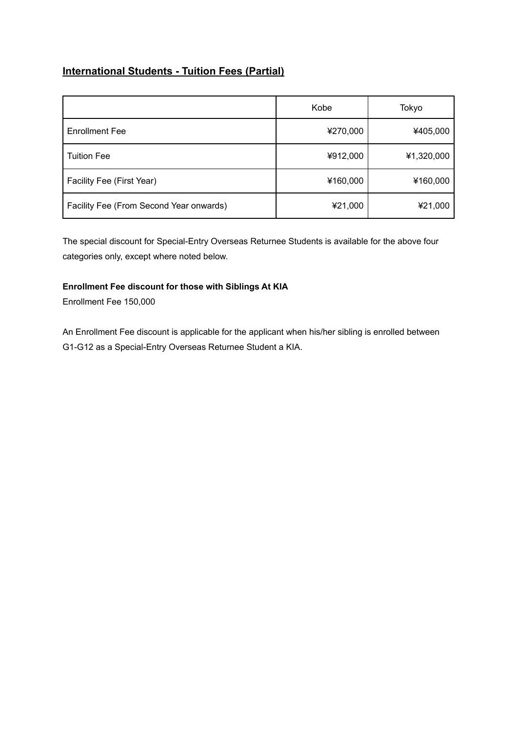## International Students - Tuition Fees (Partial)

| | Kobe | Tokyo |
|---|---|---|
| Enrollment Fee | ¥270,000 | ¥405,000 |
| Tuition Fee | ¥912,000 | ¥1,320,000 |
| Facility Fee (First Year) | ¥160,000 | ¥160,000 |
| Facility Fee (From Second Year onwards) | ¥21,000 | ¥21,000 |

The special discount for Special-Entry Overseas Returnee Students is available for the above four categories only, except where noted below.

**Enrollment Fee discount for those with Siblings At KIA**

Enrollment Fee 150,000

An Enrollment Fee discount is applicable for the applicant when his/her sibling is enrolled between G1-G12 as a Special-Entry Overseas Returnee Student a KIA.